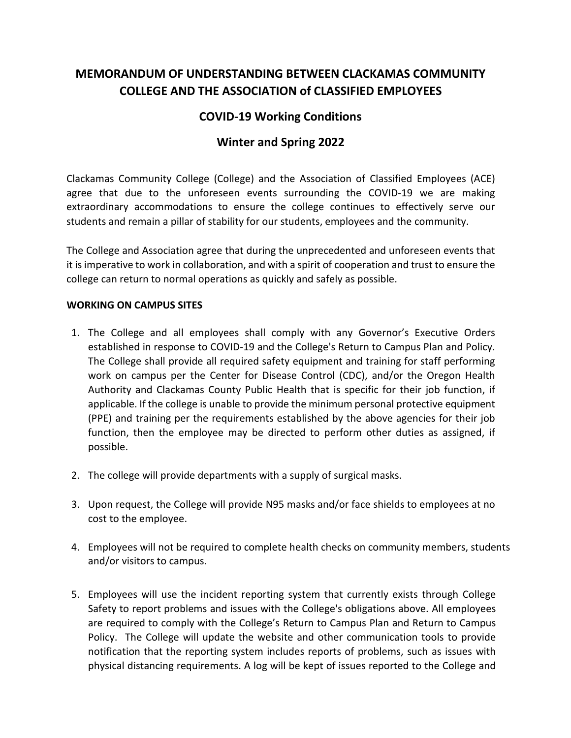# MEMORANDUM OF UNDERSTANDING BETWEEN CLACKAMAS COMMUNITY COLLEGE AND THE ASSOCIATION of CLASSIFIED EMPLOYEES

## COVID-19 Working Conditions

## Winter and Spring 2022

Clackamas Community College (College) and the Association of Classified Employees (ACE) agree that due to the unforeseen events surrounding the COVID-19 we are making extraordinary accommodations to ensure the college continues to effectively serve our students and remain a pillar of stability for our students, employees and the community.

The College and Association agree that during the unprecedented and unforeseen events that it is imperative to work in collaboration, and with a spirit of cooperation and trust to ensure the college can return to normal operations as quickly and safely as possible.

**WORKING ON CAMPUS SITES**

1. The College and all employees shall comply with any Governor's Executive Orders established in response to COVID-19 and the College's Return to Campus Plan and Policy. The College shall provide all required safety equipment and training for staff performing work on campus per the Center for Disease Control (CDC), and/or the Oregon Health Authority and Clackamas County Public Health that is specific for their job function, if applicable. If the college is unable to provide the minimum personal protective equipment (PPE) and training per the requirements established by the above agencies for their job function, then the employee may be directed to perform other duties as assigned, if possible.

2. The college will provide departments with a supply of surgical masks.

3. Upon request, the College will provide N95 masks and/or face shields to employees at no cost to the employee.

4. Employees will not be required to complete health checks on community members, students and/or visitors to campus.

5. Employees will use the incident reporting system that currently exists through College Safety to report problems and issues with the College's obligations above. All employees are required to comply with the College's Return to Campus Plan and Return to Campus Policy. The College will update the website and other communication tools to provide notification that the reporting system includes reports of problems, such as issues with physical distancing requirements. A log will be kept of issues reported to the College and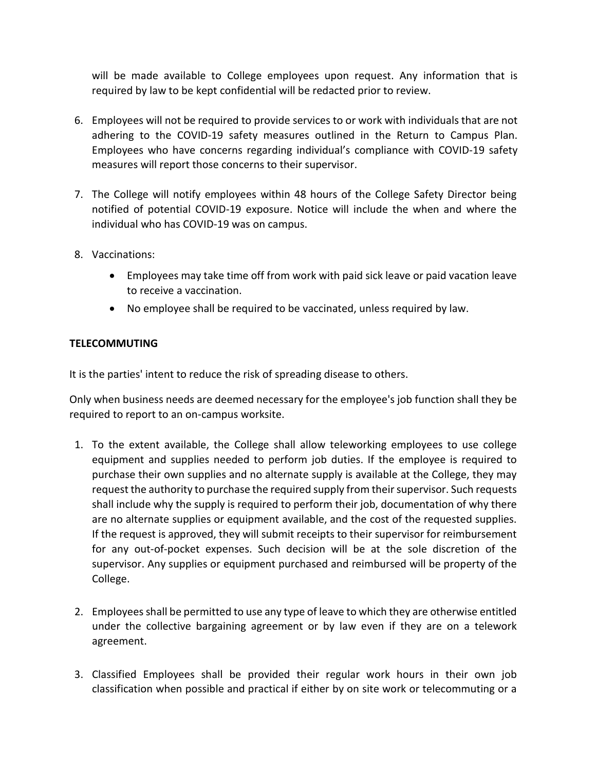will be made available to College employees upon request. Any information that is required by law to be kept confidential will be redacted prior to review.

6. Employees will not be required to provide services to or work with individuals that are not adhering to the COVID-19 safety measures outlined in the Return to Campus Plan. Employees who have concerns regarding individual's compliance with COVID-19 safety measures will report those concerns to their supervisor.

7. The College will notify employees within 48 hours of the College Safety Director being notified of potential COVID-19 exposure. Notice will include the when and where the individual who has COVID-19 was on campus.

8. Vaccinations:
   - Employees may take time off from work with paid sick leave or paid vacation leave to receive a vaccination.
   - No employee shall be required to be vaccinated, unless required by law.

**TELECOMMUTING**

It is the parties' intent to reduce the risk of spreading disease to others.

Only when business needs are deemed necessary for the employee's job function shall they be required to report to an on-campus worksite.

1. To the extent available, the College shall allow teleworking employees to use college equipment and supplies needed to perform job duties. If the employee is required to purchase their own supplies and no alternate supply is available at the College, they may request the authority to purchase the required supply from their supervisor. Such requests shall include why the supply is required to perform their job, documentation of why there are no alternate supplies or equipment available, and the cost of the requested supplies. If the request is approved, they will submit receipts to their supervisor for reimbursement for any out-of-pocket expenses. Such decision will be at the sole discretion of the supervisor. Any supplies or equipment purchased and reimbursed will be property of the College.

2. Employees shall be permitted to use any type of leave to which they are otherwise entitled under the collective bargaining agreement or by law even if they are on a telework agreement.

3. Classified Employees shall be provided their regular work hours in their own job classification when possible and practical if either by on site work or telecommuting or a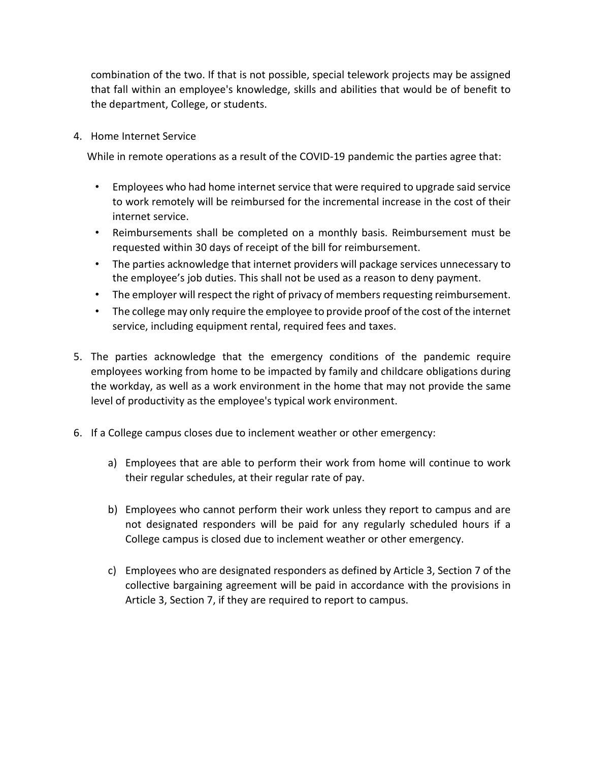combination of the two. If that is not possible, special telework projects may be assigned that fall within an employee's knowledge, skills and abilities that would be of benefit to the department, College, or students.

4. Home Internet Service

   While in remote operations as a result of the COVID-19 pandemic the parties agree that:

   - Employees who had home internet service that were required to upgrade said service to work remotely will be reimbursed for the incremental increase in the cost of their internet service.
   - Reimbursements shall be completed on a monthly basis. Reimbursement must be requested within 30 days of receipt of the bill for reimbursement.
   - The parties acknowledge that internet providers will package services unnecessary to the employee's job duties. This shall not be used as a reason to deny payment.
   - The employer will respect the right of privacy of members requesting reimbursement.
   - The college may only require the employee to provide proof of the cost of the internet service, including equipment rental, required fees and taxes.

5. The parties acknowledge that the emergency conditions of the pandemic require employees working from home to be impacted by family and childcare obligations during the workday, as well as a work environment in the home that may not provide the same level of productivity as the employee's typical work environment.

6. If a College campus closes due to inclement weather or other emergency:

   a) Employees that are able to perform their work from home will continue to work their regular schedules, at their regular rate of pay.

   b) Employees who cannot perform their work unless they report to campus and are not designated responders will be paid for any regularly scheduled hours if a College campus is closed due to inclement weather or other emergency.

   c) Employees who are designated responders as defined by Article 3, Section 7 of the collective bargaining agreement will be paid in accordance with the provisions in Article 3, Section 7, if they are required to report to campus.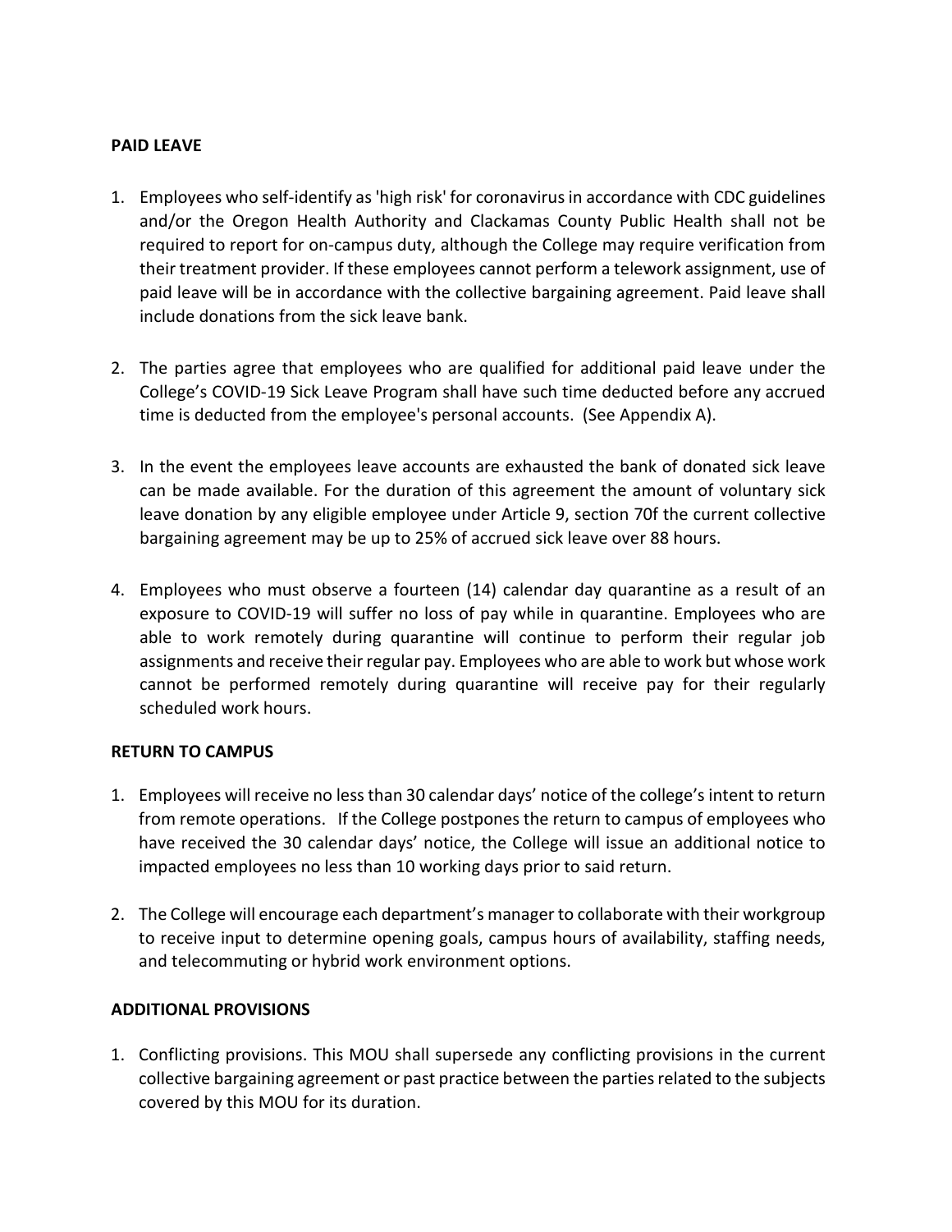**PAID LEAVE**

1. Employees who self-identify as 'high risk' for coronavirus in accordance with CDC guidelines and/or the Oregon Health Authority and Clackamas County Public Health shall not be required to report for on-campus duty, although the College may require verification from their treatment provider. If these employees cannot perform a telework assignment, use of paid leave will be in accordance with the collective bargaining agreement. Paid leave shall include donations from the sick leave bank.

2. The parties agree that employees who are qualified for additional paid leave under the College's COVID-19 Sick Leave Program shall have such time deducted before any accrued time is deducted from the employee's personal accounts. (See Appendix A).

3. In the event the employees leave accounts are exhausted the bank of donated sick leave can be made available. For the duration of this agreement the amount of voluntary sick leave donation by any eligible employee under Article 9, section 70f the current collective bargaining agreement may be up to 25% of accrued sick leave over 88 hours.

4. Employees who must observe a fourteen (14) calendar day quarantine as a result of an exposure to COVID-19 will suffer no loss of pay while in quarantine. Employees who are able to work remotely during quarantine will continue to perform their regular job assignments and receive their regular pay. Employees who are able to work but whose work cannot be performed remotely during quarantine will receive pay for their regularly scheduled work hours.

**RETURN TO CAMPUS**

1. Employees will receive no less than 30 calendar days' notice of the college's intent to return from remote operations. If the College postpones the return to campus of employees who have received the 30 calendar days' notice, the College will issue an additional notice to impacted employees no less than 10 working days prior to said return.

2. The College will encourage each department's manager to collaborate with their workgroup to receive input to determine opening goals, campus hours of availability, staffing needs, and telecommuting or hybrid work environment options.

**ADDITIONAL PROVISIONS**

1. Conflicting provisions. This MOU shall supersede any conflicting provisions in the current collective bargaining agreement or past practice between the parties related to the subjects covered by this MOU for its duration.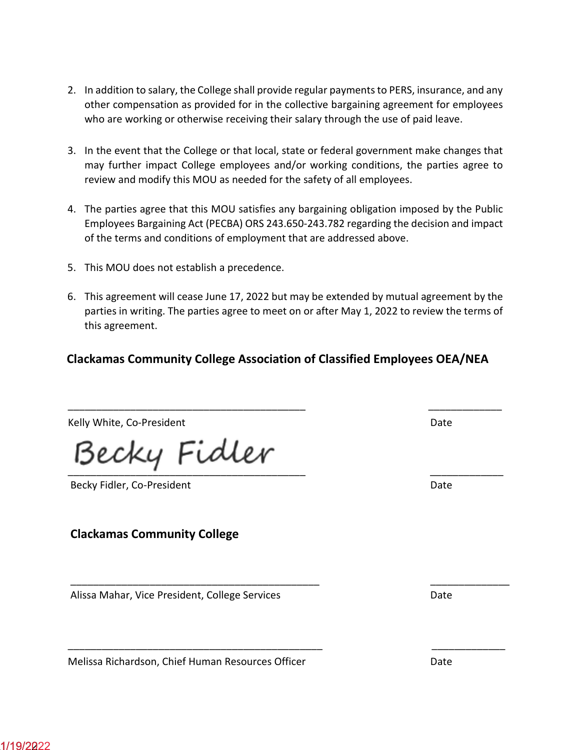2. In addition to salary, the College shall provide regular payments to PERS, insurance, and any other compensation as provided for in the collective bargaining agreement for employees who are working or otherwise receiving their salary through the use of paid leave.

3. In the event that the College or that local, state or federal government make changes that may further impact College employees and/or working conditions, the parties agree to review and modify this MOU as needed for the safety of all employees.

4. The parties agree that this MOU satisfies any bargaining obligation imposed by the Public Employees Bargaining Act (PECBA) ORS 243.650-243.782 regarding the decision and impact of the terms and conditions of employment that are addressed above.

5. This MOU does not establish a precedence.

6. This agreement will cease June 17, 2022 but may be extended by mutual agreement by the parties in writing. The parties agree to meet on or after May 1, 2022 to review the terms of this agreement.

**Clackamas Community College Association of Classified Employees OEA/NEA**

_______________________________________ _____________

Kelly White, Co-President Date

Becky Fidler
_______________________________________ _____________

Becky Fidler, Co-President Date

**Clackamas Community College**

_______________________________________ _____________

Alissa Mahar, Vice President, College Services Date

_______________________________________ _____________

Melissa Richardson, Chief Human Resources Officer Date

1/19/2022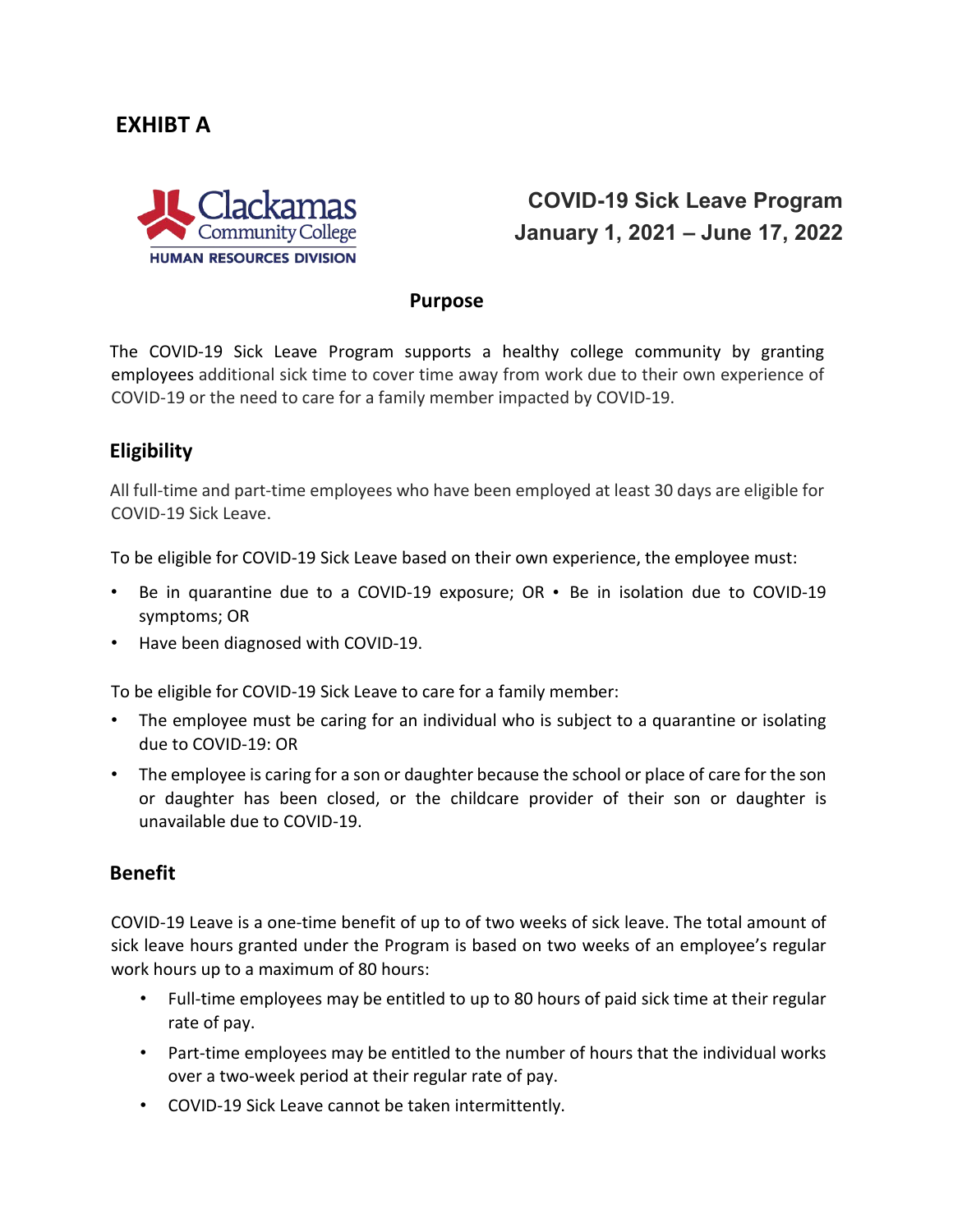# EXHIBT A

Clackamas Community College
HUMAN RESOURCES DIVISION

## COVID-19 Sick Leave Program
## January 1, 2021 – June 17, 2022

### Purpose

The COVID-19 Sick Leave Program supports a healthy college community by granting employees additional sick time to cover time away from work due to their own experience of COVID-19 or the need to care for a family member impacted by COVID-19.

### Eligibility

All full-time and part-time employees who have been employed at least 30 days are eligible for COVID-19 Sick Leave.

To be eligible for COVID-19 Sick Leave based on their own experience, the employee must:

- Be in quarantine due to a COVID-19 exposure; OR • Be in isolation due to COVID-19 symptoms; OR
- Have been diagnosed with COVID-19.

To be eligible for COVID-19 Sick Leave to care for a family member:

- The employee must be caring for an individual who is subject to a quarantine or isolating due to COVID-19: OR
- The employee is caring for a son or daughter because the school or place of care for the son or daughter has been closed, or the childcare provider of their son or daughter is unavailable due to COVID-19.

### Benefit

COVID-19 Leave is a one-time benefit of up to of two weeks of sick leave. The total amount of sick leave hours granted under the Program is based on two weeks of an employee's regular work hours up to a maximum of 80 hours:

- Full-time employees may be entitled to up to 80 hours of paid sick time at their regular rate of pay.
- Part-time employees may be entitled to the number of hours that the individual works over a two-week period at their regular rate of pay.
- COVID-19 Sick Leave cannot be taken intermittently.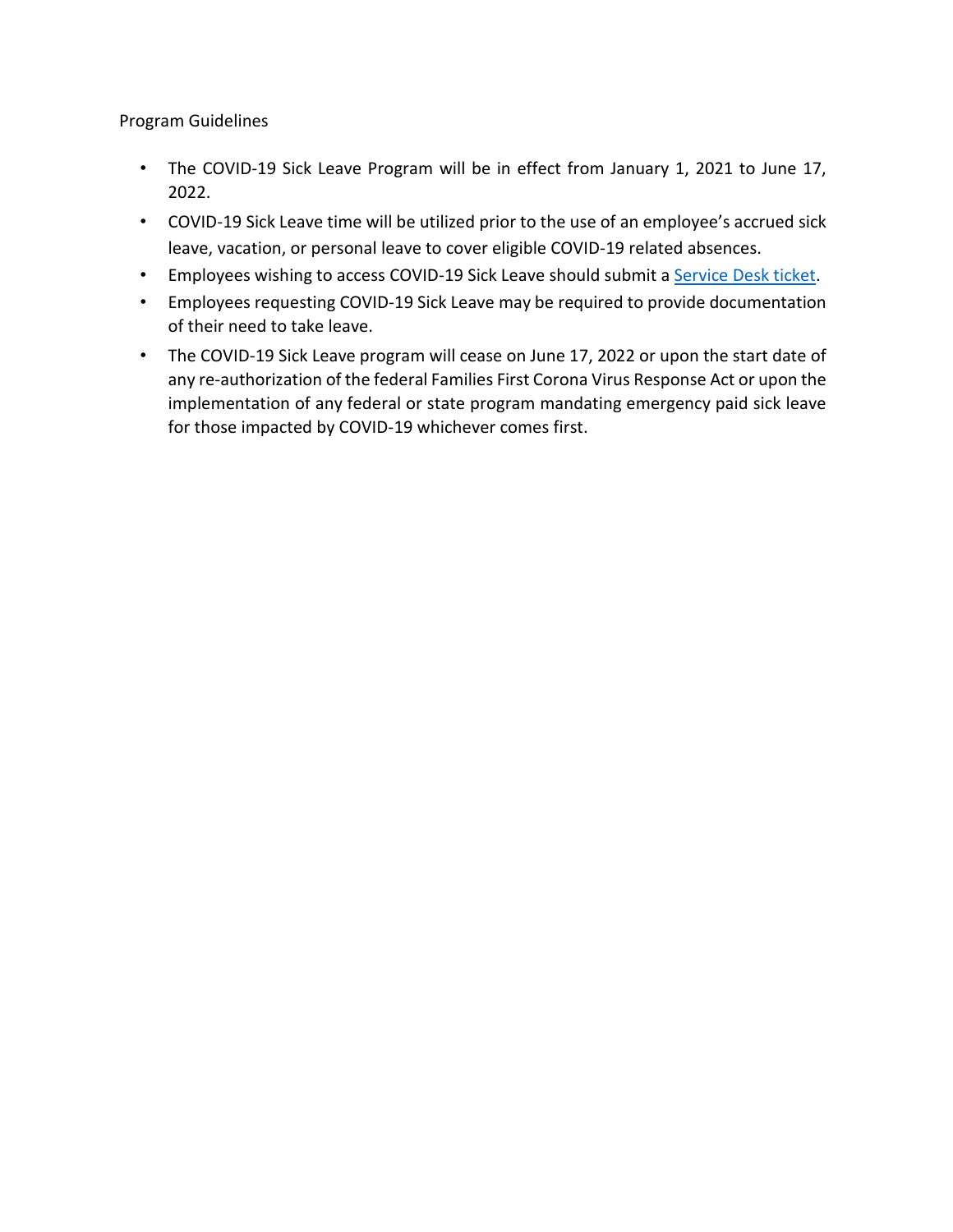Program Guidelines

- The COVID-19 Sick Leave Program will be in effect from January 1, 2021 to June 17, 2022.
- COVID-19 Sick Leave time will be utilized prior to the use of an employee's accrued sick leave, vacation, or personal leave to cover eligible COVID-19 related absences.
- Employees wishing to access COVID-19 Sick Leave should submit a Service Desk ticket.
- Employees requesting COVID-19 Sick Leave may be required to provide documentation of their need to take leave.
- The COVID-19 Sick Leave program will cease on June 17, 2022 or upon the start date of any re-authorization of the federal Families First Corona Virus Response Act or upon the implementation of any federal or state program mandating emergency paid sick leave for those impacted by COVID-19 whichever comes first.